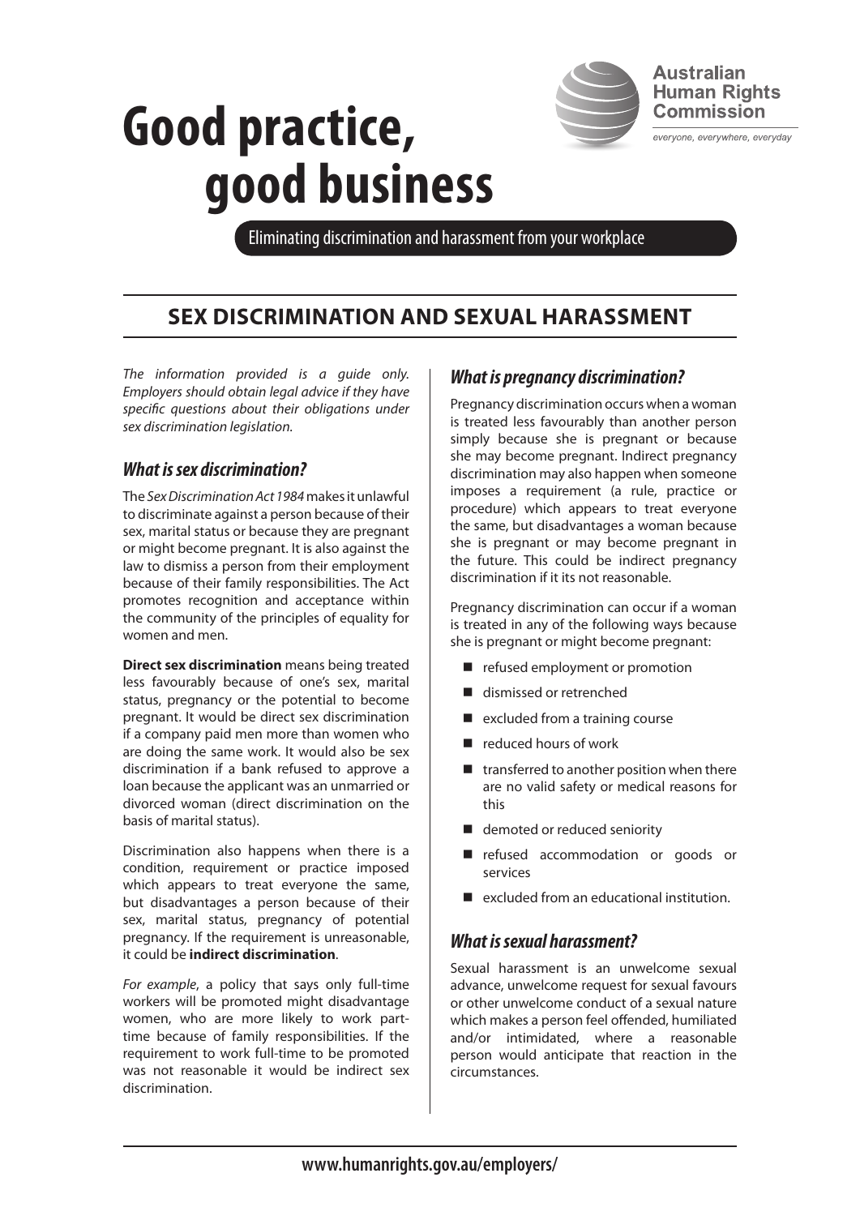# Good practice, good business

Australian Human Rights Commission

*everyone, everywhere, everyday*

Eliminating discrimination and harassment from your workplace

## SEX DISCRIMINATION AND SEXUAL HARASSMENT

*The information provided is a guide only. Employers should obtain legal advice if they have specific questions about their obligations under sex discrimination legislation.*

### *What is sex discrimination?*

The *Sex Discrimination Act 1984* makes it unlawful to discriminate against a person because of their sex, marital status or because they are pregnant or might become pregnant. It is also against the law to dismiss a person from their employment because of their family responsibilities. The Act promotes recognition and acceptance within the community of the principles of equality for women and men.

**Direct sex discrimination** means being treated less favourably because of one's sex, marital status, pregnancy or the potential to become pregnant. It would be direct sex discrimination if a company paid men more than women who are doing the same work. It would also be sex discrimination if a bank refused to approve a loan because the applicant was an unmarried or divorced woman (direct discrimination on the basis of marital status).

Discrimination also happens when there is a condition, requirement or practice imposed which appears to treat everyone the same, but disadvantages a person because of their sex, marital status, pregnancy of potential pregnancy. If the requirement is unreasonable, it could be **indirect discrimination**.

*For example*, a policy that says only full-time workers will be promoted might disadvantage women, who are more likely to work part-time because of family responsibilities. If the requirement to work full-time to be promoted was not reasonable it would be indirect sex discrimination.

### *What is pregnancy discrimination?*

Pregnancy discrimination occurs when a woman is treated less favourably than another person simply because she is pregnant or because she may become pregnant. Indirect pregnancy discrimination may also happen when someone imposes a requirement (a rule, practice or procedure) which appears to treat everyone the same, but disadvantages a woman because she is pregnant or may become pregnant in the future. This could be indirect pregnancy discrimination if it its not reasonable.

Pregnancy discrimination can occur if a woman is treated in any of the following ways because she is pregnant or might become pregnant:

- refused employment or promotion
- dismissed or retrenched
- excluded from a training course
- reduced hours of work
- transferred to another position when there are no valid safety or medical reasons for this
- demoted or reduced seniority
- refused accommodation or goods or services
- excluded from an educational institution.

### *What is sexual harassment?*

Sexual harassment is an unwelcome sexual advance, unwelcome request for sexual favours or other unwelcome conduct of a sexual nature which makes a person feel offended, humiliated and/or intimidated, where a reasonable person would anticipate that reaction in the circumstances.

**www.humanrights.gov.au/employers/**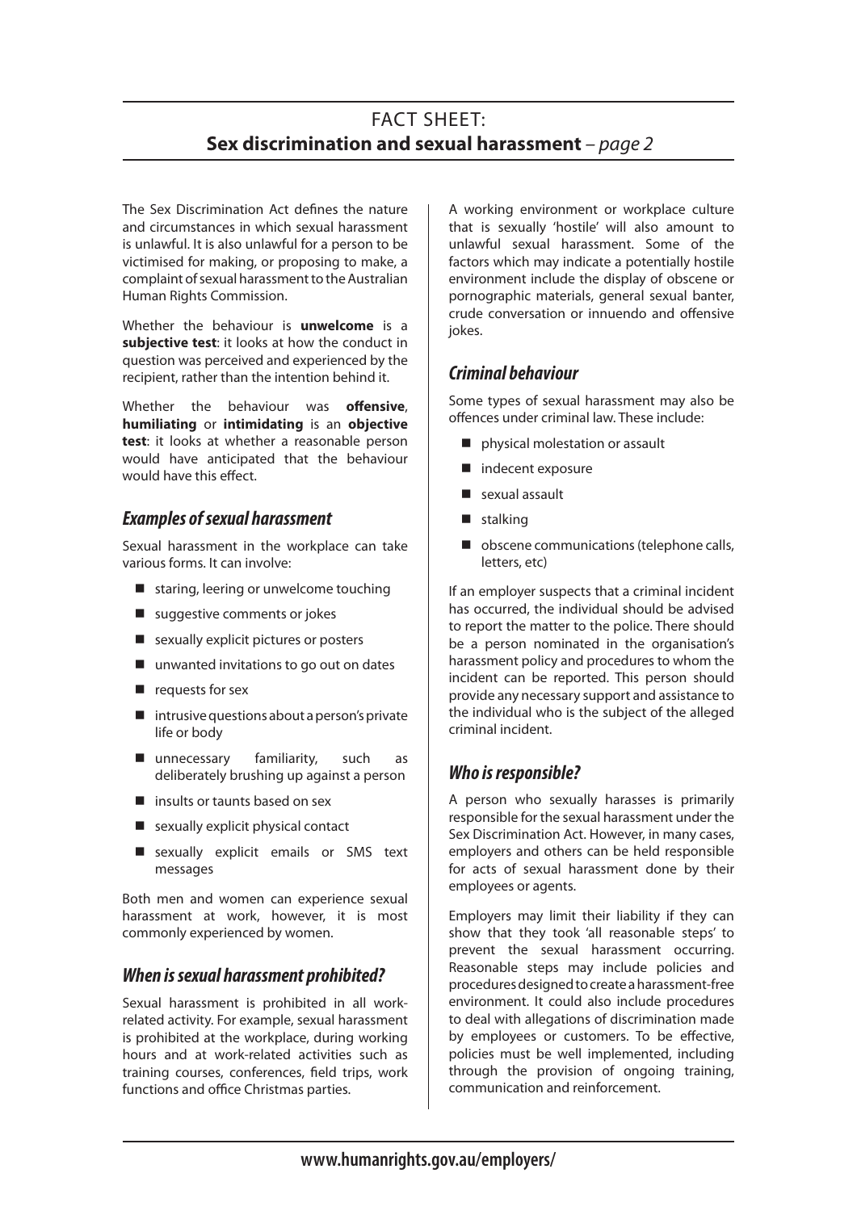The Sex Discrimination Act defines the nature and circumstances in which sexual harassment is unlawful. It is also unlawful for a person to be victimised for making, or proposing to make, a complaint of sexual harassment to the Australian Human Rights Commission.

Whether the behaviour is **unwelcome** is a **subjective test**: it looks at how the conduct in question was perceived and experienced by the recipient, rather than the intention behind it.

Whether the behaviour was **offensive**, **humiliating** or **intimidating** is an **objective test**: it looks at whether a reasonable person would have anticipated that the behaviour would have this effect.

## *Examples of sexual harassment*

Sexual harassment in the workplace can take various forms. It can involve:

- staring, leering or unwelcome touching
- suggestive comments or jokes
- sexually explicit pictures or posters
- unwanted invitations to go out on dates
- requests for sex
- intrusive questions about a person's private life or body
- unnecessary familiarity, such as deliberately brushing up against a person
- insults or taunts based on sex
- sexually explicit physical contact
- sexually explicit emails or SMS text messages

Both men and women can experience sexual harassment at work, however, it is most commonly experienced by women.

## *When is sexual harassment prohibited?*

Sexual harassment is prohibited in all work-related activity. For example, sexual harassment is prohibited at the workplace, during working hours and at work-related activities such as training courses, conferences, field trips, work functions and office Christmas parties.

A working environment or workplace culture that is sexually 'hostile' will also amount to unlawful sexual harassment. Some of the factors which may indicate a potentially hostile environment include the display of obscene or pornographic materials, general sexual banter, crude conversation or innuendo and offensive jokes.

## *Criminal behaviour*

Some types of sexual harassment may also be offences under criminal law. These include:

- physical molestation or assault
- indecent exposure
- sexual assault
- stalking
- obscene communications (telephone calls, letters, etc)

If an employer suspects that a criminal incident has occurred, the individual should be advised to report the matter to the police. There should be a person nominated in the organisation's harassment policy and procedures to whom the incident can be reported. This person should provide any necessary support and assistance to the individual who is the subject of the alleged criminal incident.

## *Who is responsible?*

A person who sexually harasses is primarily responsible for the sexual harassment under the Sex Discrimination Act. However, in many cases, employers and others can be held responsible for acts of sexual harassment done by their employees or agents.

Employers may limit their liability if they can show that they took 'all reasonable steps' to prevent the sexual harassment occurring. Reasonable steps may include policies and procedures designed to create a harassment-free environment. It could also include procedures to deal with allegations of discrimination made by employees or customers. To be effective, policies must be well implemented, including through the provision of ongoing training, communication and reinforcement.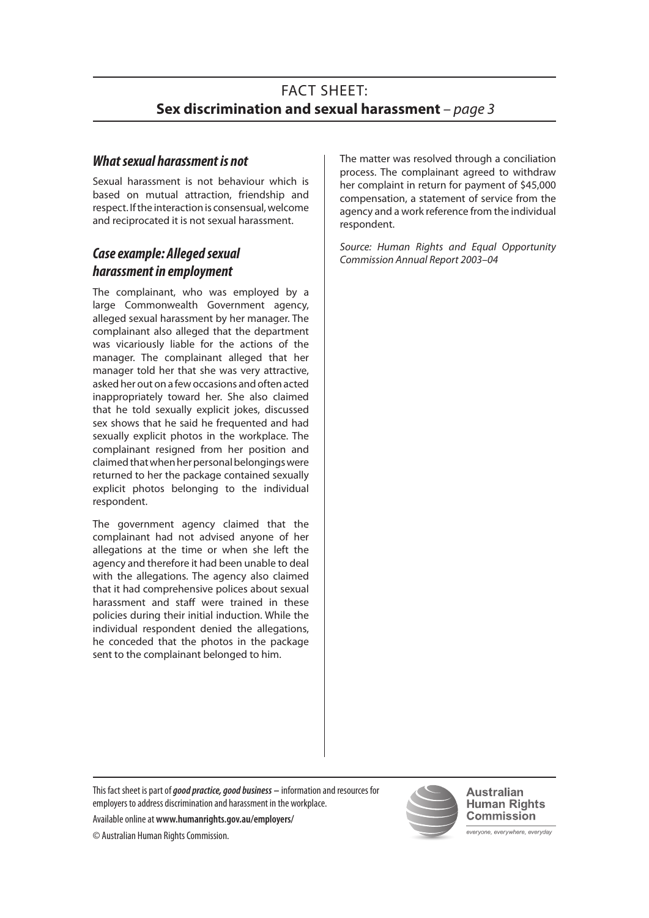## *What sexual harassment is not*

Sexual harassment is not behaviour which is based on mutual attraction, friendship and respect. If the interaction is consensual, welcome and reciprocated it is not sexual harassment.

## *Case example: Alleged sexual harassment in employment*

The complainant, who was employed by a large Commonwealth Government agency, alleged sexual harassment by her manager. The complainant also alleged that the department was vicariously liable for the actions of the manager. The complainant alleged that her manager told her that she was very attractive, asked her out on a few occasions and often acted inappropriately toward her. She also claimed that he told sexually explicit jokes, discussed sex shows that he said he frequented and had sexually explicit photos in the workplace. The complainant resigned from her position and claimed that when her personal belongings were returned to her the package contained sexually explicit photos belonging to the individual respondent.

The government agency claimed that the complainant had not advised anyone of her allegations at the time or when she left the agency and therefore it had been unable to deal with the allegations. The agency also claimed that it had comprehensive polices about sexual harassment and staff were trained in these policies during their initial induction. While the individual respondent denied the allegations, he conceded that the photos in the package sent to the complainant belonged to him.

The matter was resolved through a conciliation process. The complainant agreed to withdraw her complaint in return for payment of $45,000 compensation, a statement of service from the agency and a work reference from the individual respondent.

*Source: Human Rights and Equal Opportunity Commission Annual Report 2003–04*

This fact sheet is part of ***good practice, good business*** – information and resources for employers to address discrimination and harassment in the workplace.

Available online at **www.humanrights.gov.au/employers/**

© Australian Human Rights Commission.

**Australian Human Rights Commission**

*everyone, everywhere, everyday*